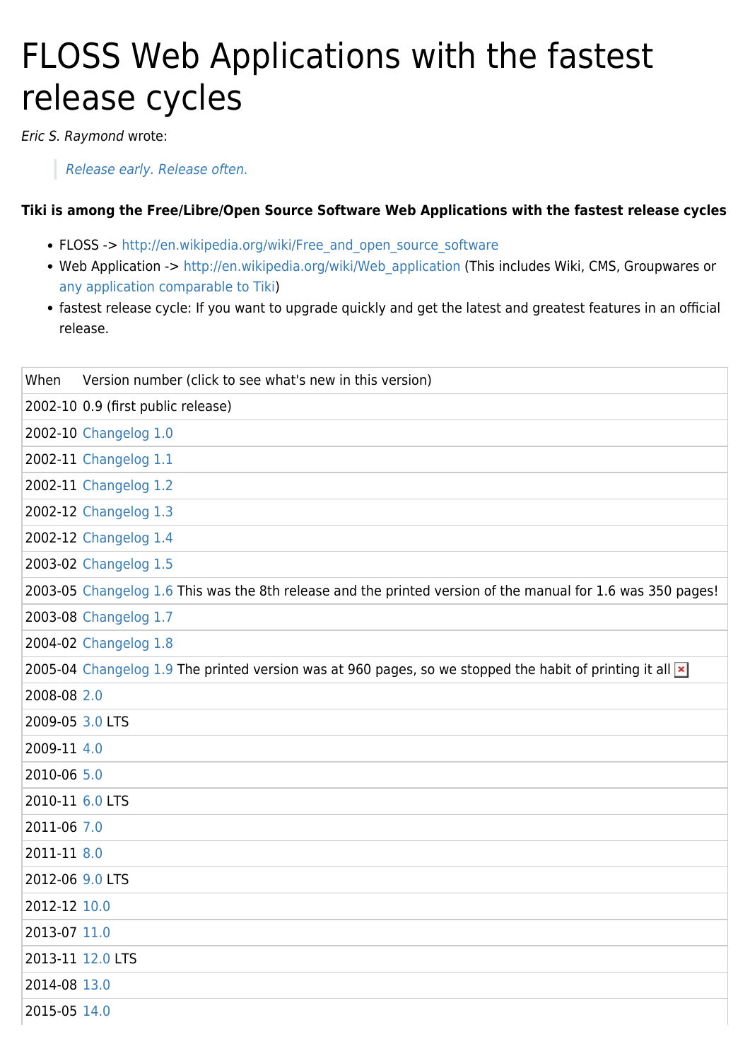# FLOSS Web Applications with the fastest release cycles

*Eric S. Raymond* wrote:

> *Release early. Release often.*

**Tiki is among the Free/Libre/Open Source Software Web Applications with the fastest release cycles**

- FLOSS -> http://en.wikipedia.org/wiki/Free_and_open_source_software
- Web Application -> http://en.wikipedia.org/wiki/Web_application (This includes Wiki, CMS, Groupwares or any application comparable to Tiki)
- fastest release cycle: If you want to upgrade quickly and get the latest and greatest features in an official release.

| When | Version number (click to see what's new in this version) |
|---|---|
| 2002-10 | 0.9 (first public release) |
| 2002-10 | Changelog 1.0 |
| 2002-11 | Changelog 1.1 |
| 2002-11 | Changelog 1.2 |
| 2002-12 | Changelog 1.3 |
| 2002-12 | Changelog 1.4 |
| 2003-02 | Changelog 1.5 |
| 2003-05 | Changelog 1.6 This was the 8th release and the printed version of the manual for 1.6 was 350 pages! |
| 2003-08 | Changelog 1.7 |
| 2004-02 | Changelog 1.8 |
| 2005-04 | Changelog 1.9 The printed version was at 960 pages, so we stopped the habit of printing it all |
| 2008-08 | 2.0 |
| 2009-05 | 3.0 LTS |
| 2009-11 | 4.0 |
| 2010-06 | 5.0 |
| 2010-11 | 6.0 LTS |
| 2011-06 | 7.0 |
| 2011-11 | 8.0 |
| 2012-06 | 9.0 LTS |
| 2012-12 | 10.0 |
| 2013-07 | 11.0 |
| 2013-11 | 12.0 LTS |
| 2014-08 | 13.0 |
| 2015-05 | 14.0 |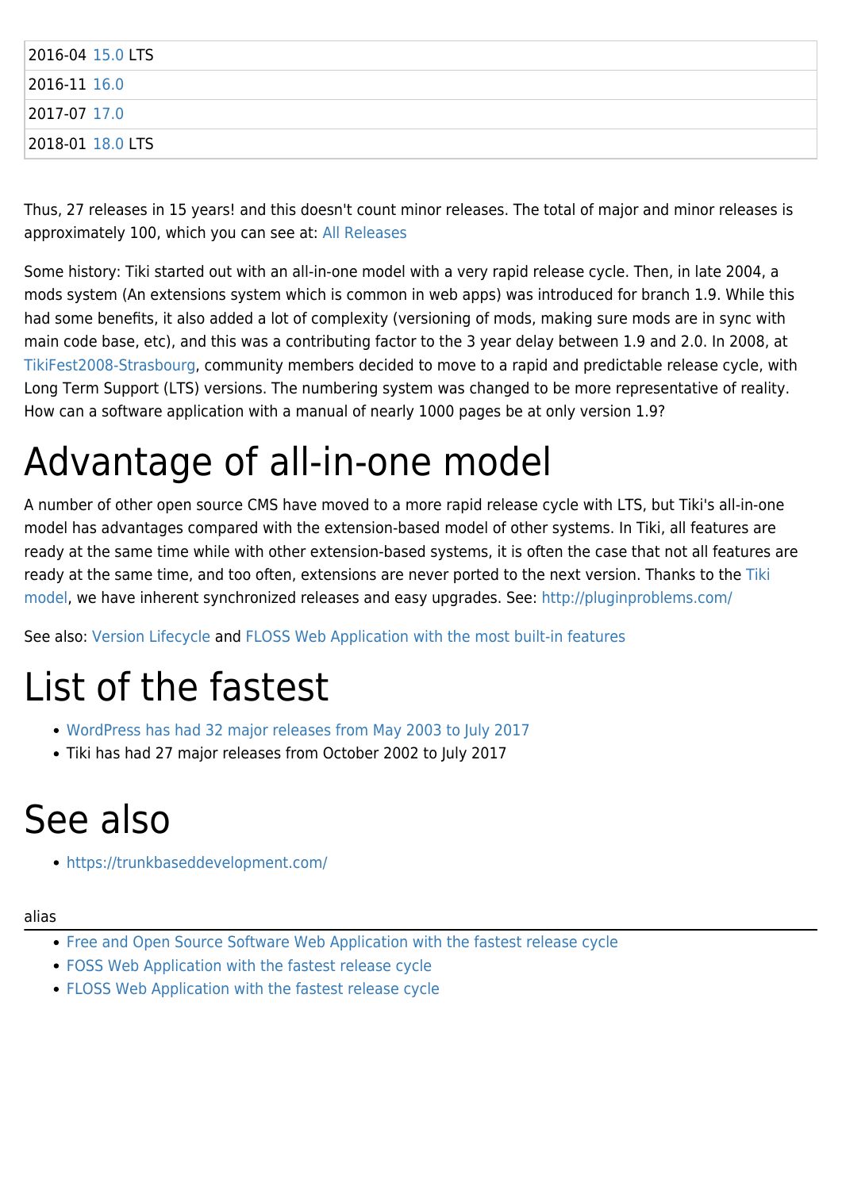| | |
|---|---|
| 2016-04 | 15.0 LTS |
| 2016-11 | 16.0 |
| 2017-07 | 17.0 |
| 2018-01 | 18.0 LTS |

Thus, 27 releases in 15 years! and this doesn't count minor releases. The total of major and minor releases is approximately 100, which you can see at: All Releases

Some history: Tiki started out with an all-in-one model with a very rapid release cycle. Then, in late 2004, a mods system (An extensions system which is common in web apps) was introduced for branch 1.9. While this had some benefits, it also added a lot of complexity (versioning of mods, making sure mods are in sync with main code base, etc), and this was a contributing factor to the 3 year delay between 1.9 and 2.0. In 2008, at TikiFest2008-Strasbourg, community members decided to move to a rapid and predictable release cycle, with Long Term Support (LTS) versions. The numbering system was changed to be more representative of reality. How can a software application with a manual of nearly 1000 pages be at only version 1.9?

# Advantage of all-in-one model

A number of other open source CMS have moved to a more rapid release cycle with LTS, but Tiki's all-in-one model has advantages compared with the extension-based model of other systems. In Tiki, all features are ready at the same time while with other extension-based systems, it is often the case that not all features are ready at the same time, and too often, extensions are never ported to the next version. Thanks to the Tiki model, we have inherent synchronized releases and easy upgrades. See: http://pluginproblems.com/

See also: Version Lifecycle and FLOSS Web Application with the most built-in features

# List of the fastest

- WordPress has had 32 major releases from May 2003 to July 2017
- Tiki has had 27 major releases from October 2002 to July 2017

# See also

- https://trunkbaseddevelopment.com/

alias

- Free and Open Source Software Web Application with the fastest release cycle
- FOSS Web Application with the fastest release cycle
- FLOSS Web Application with the fastest release cycle